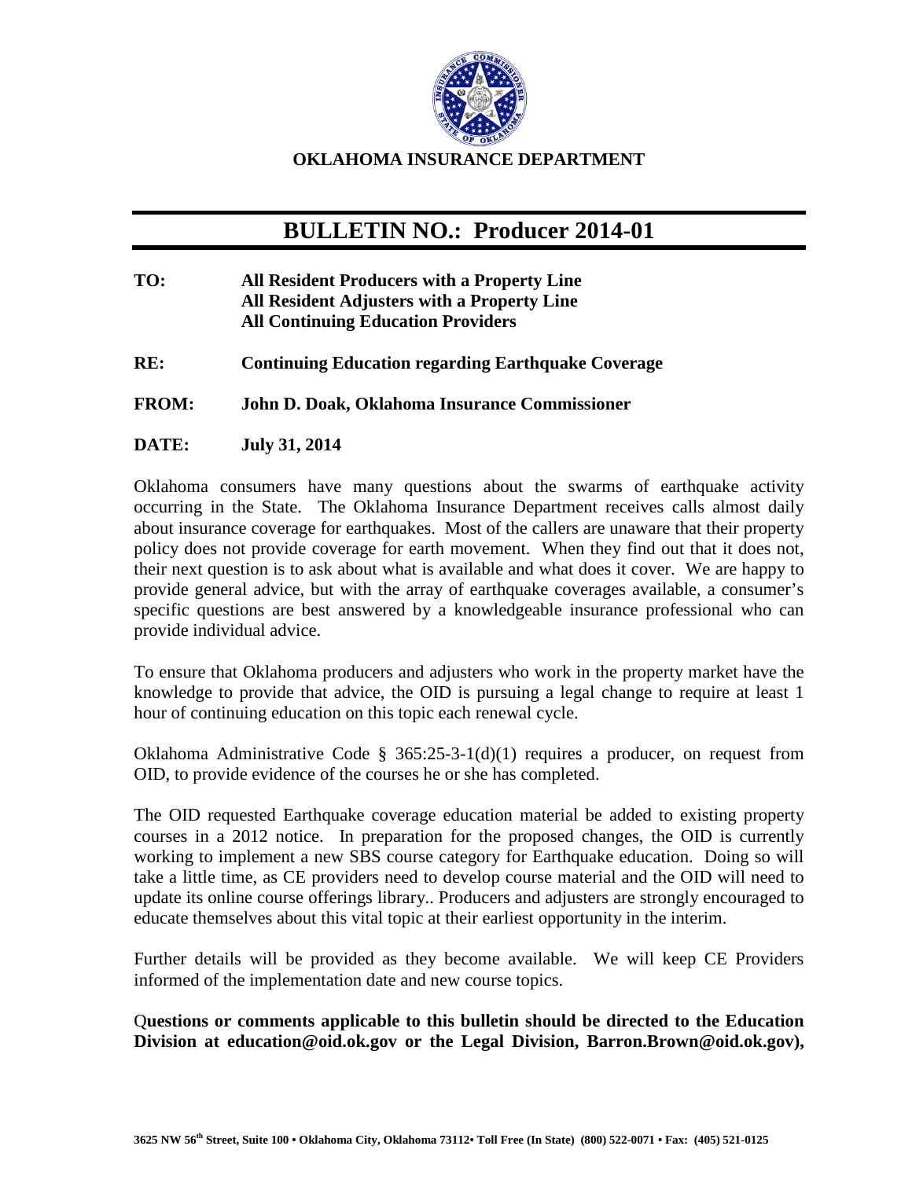**OKLAHOMA INSURANCE DEPARTMENT**

# BULLETIN NO.: Producer 2014-01

**TO:** **All Resident Producers with a Property Line**
**All Resident Adjusters with a Property Line**
**All Continuing Education Providers**

**RE:** **Continuing Education regarding Earthquake Coverage**

**FROM:** **John D. Doak, Oklahoma Insurance Commissioner**

**DATE:** **July 31, 2014**

Oklahoma consumers have many questions about the swarms of earthquake activity occurring in the State. The Oklahoma Insurance Department receives calls almost daily about insurance coverage for earthquakes. Most of the callers are unaware that their property policy does not provide coverage for earth movement. When they find out that it does not, their next question is to ask about what is available and what does it cover. We are happy to provide general advice, but with the array of earthquake coverages available, a consumer's specific questions are best answered by a knowledgeable insurance professional who can provide individual advice.

To ensure that Oklahoma producers and adjusters who work in the property market have the knowledge to provide that advice, the OID is pursuing a legal change to require at least 1 hour of continuing education on this topic each renewal cycle.

Oklahoma Administrative Code § 365:25-3-1(d)(1) requires a producer, on request from OID, to provide evidence of the courses he or she has completed.

The OID requested Earthquake coverage education material be added to existing property courses in a 2012 notice. In preparation for the proposed changes, the OID is currently working to implement a new SBS course category for Earthquake education. Doing so will take a little time, as CE providers need to develop course material and the OID will need to update its online course offerings library.. Producers and adjusters are strongly encouraged to educate themselves about this vital topic at their earliest opportunity in the interim.

Further details will be provided as they become available. We will keep CE Providers informed of the implementation date and new course topics.

Q**uestions or comments applicable to this bulletin should be directed to the Education Division at education@oid.ok.gov or the Legal Division, Barron.Brown@oid.ok.gov),**

3625 NW 56th Street, Suite 100 • Oklahoma City, Oklahoma 73112• Toll Free (In State) (800) 522-0071 • Fax: (405) 521-0125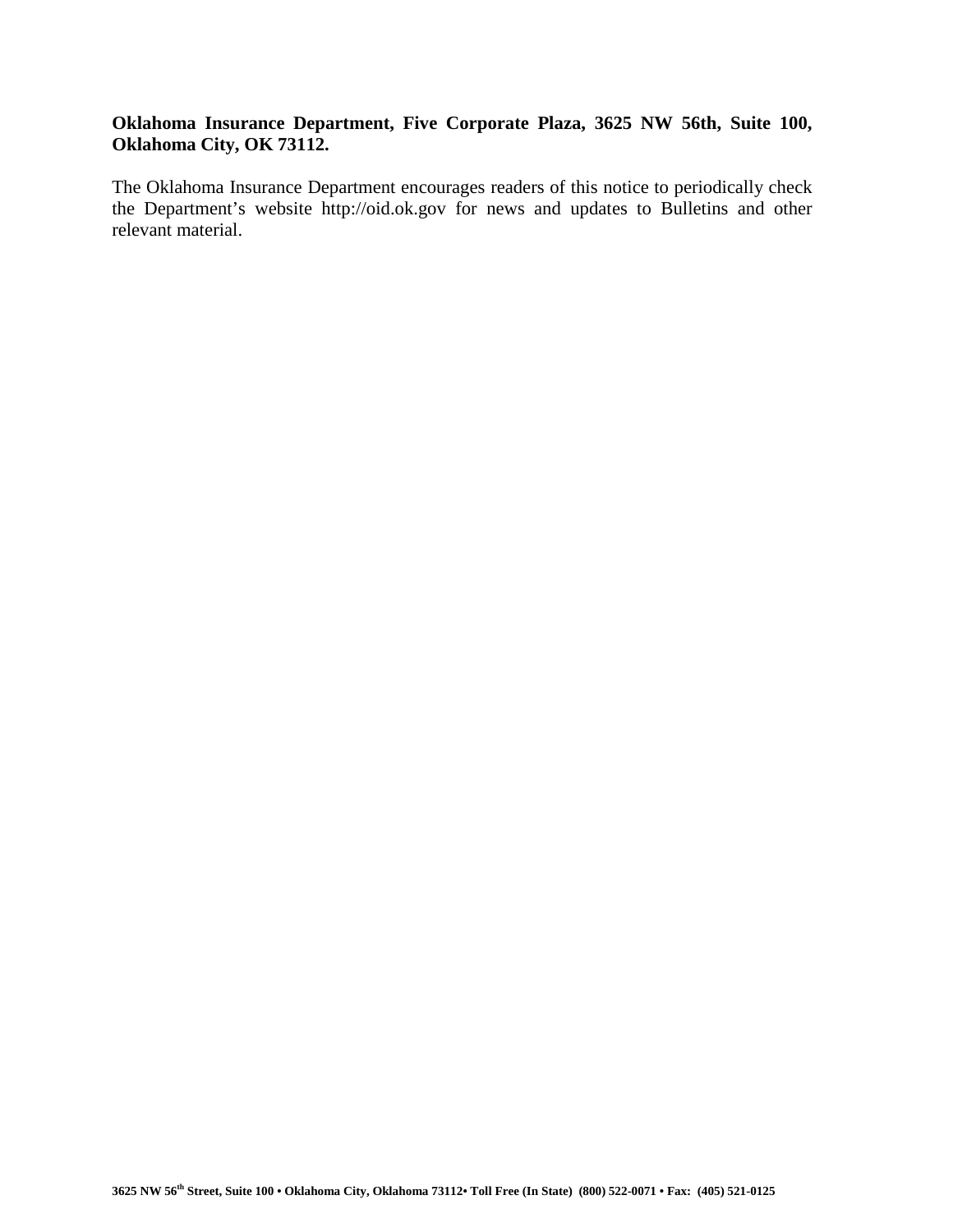**Oklahoma Insurance Department, Five Corporate Plaza, 3625 NW 56th, Suite 100, Oklahoma City, OK 73112.**

The Oklahoma Insurance Department encourages readers of this notice to periodically check the Department's website http://oid.ok.gov for news and updates to Bulletins and other relevant material.